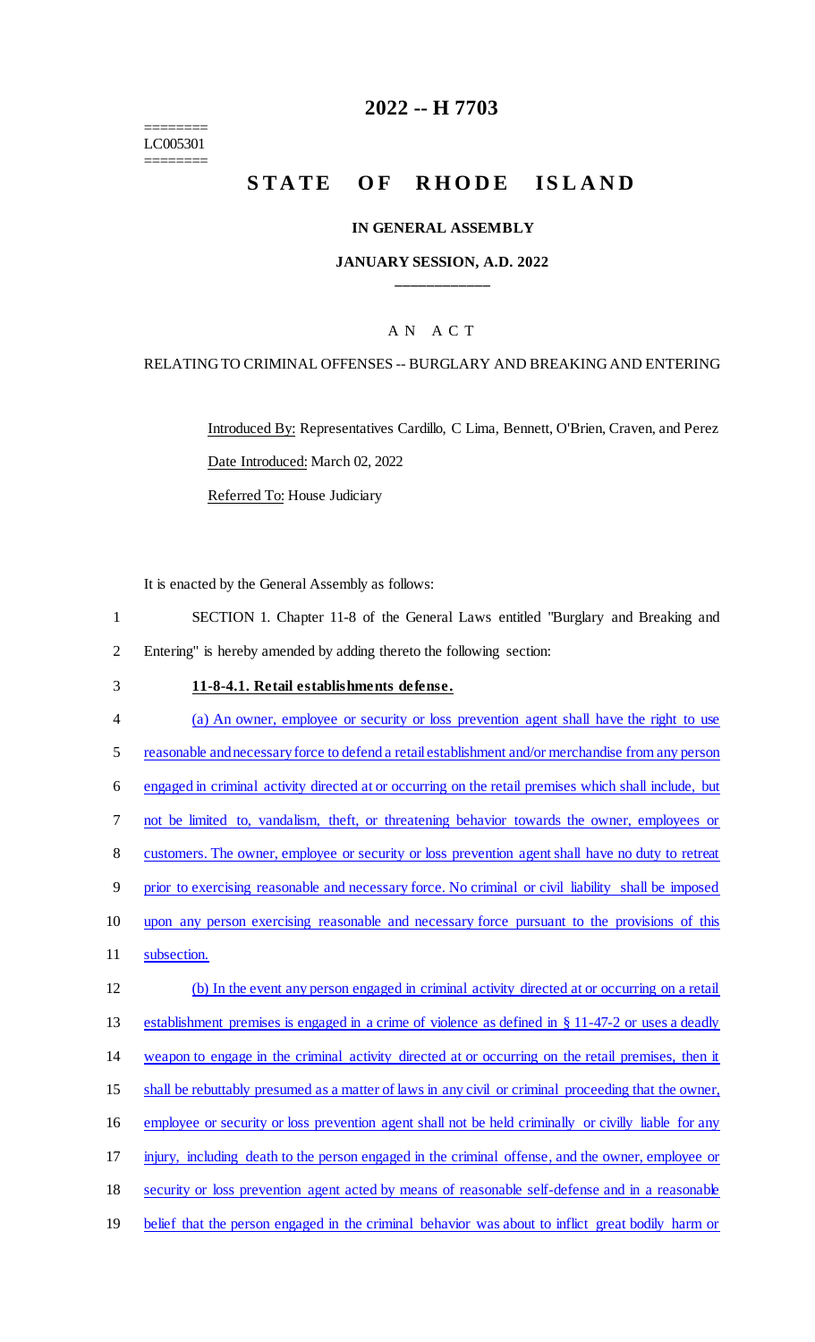========
LC005301
========

# 2022 -- H 7703

# STATE OF RHODE ISLAND

## IN GENERAL ASSEMBLY

### JANUARY SESSION, A.D. 2022

____________

A N A C T

RELATING TO CRIMINAL OFFENSES -- BURGLARY AND BREAKING AND ENTERING

Introduced By: Representatives Cardillo, C Lima, Bennett, O'Brien, Craven, and Perez

Date Introduced: March 02, 2022

Referred To: House Judiciary

It is enacted by the General Assembly as follows:

1 SECTION 1. Chapter 11-8 of the General Laws entitled "Burglary and Breaking and
2 Entering" is hereby amended by adding thereto the following section:

3 **11-8-4.1. Retail establishments defense.**

4 (a) An owner, employee or security or loss prevention agent shall have the right to use
5 reasonable and necessary force to defend a retail establishment and/or merchandise from any person
6 engaged in criminal activity directed at or occurring on the retail premises which shall include, but
7 not be limited to, vandalism, theft, or threatening behavior towards the owner, employees or
8 customers. The owner, employee or security or loss prevention agent shall have no duty to retreat
9 prior to exercising reasonable and necessary force. No criminal or civil liability shall be imposed
10 upon any person exercising reasonable and necessary force pursuant to the provisions of this
11 subsection.

12 (b) In the event any person engaged in criminal activity directed at or occurring on a retail
13 establishment premises is engaged in a crime of violence as defined in § 11-47-2 or uses a deadly
14 weapon to engage in the criminal activity directed at or occurring on the retail premises, then it
15 shall be rebuttably presumed as a matter of laws in any civil or criminal proceeding that the owner,
16 employee or security or loss prevention agent shall not be held criminally or civilly liable for any
17 injury, including death to the person engaged in the criminal offense, and the owner, employee or
18 security or loss prevention agent acted by means of reasonable self-defense and in a reasonable
19 belief that the person engaged in the criminal behavior was about to inflict great bodily harm or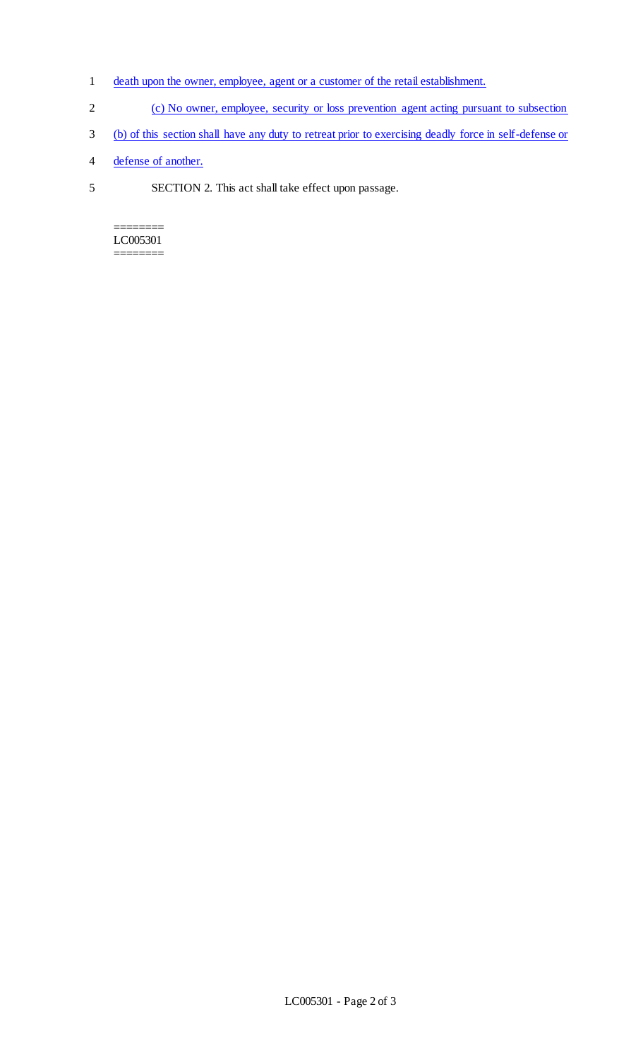death upon the owner, employee, agent or a customer of the retail establishment.

(c) No owner, employee, security or loss prevention agent acting pursuant to subsection (b) of this section shall have any duty to retreat prior to exercising deadly force in self-defense or defense of another.

SECTION 2. This act shall take effect upon passage.

========
LC005301
========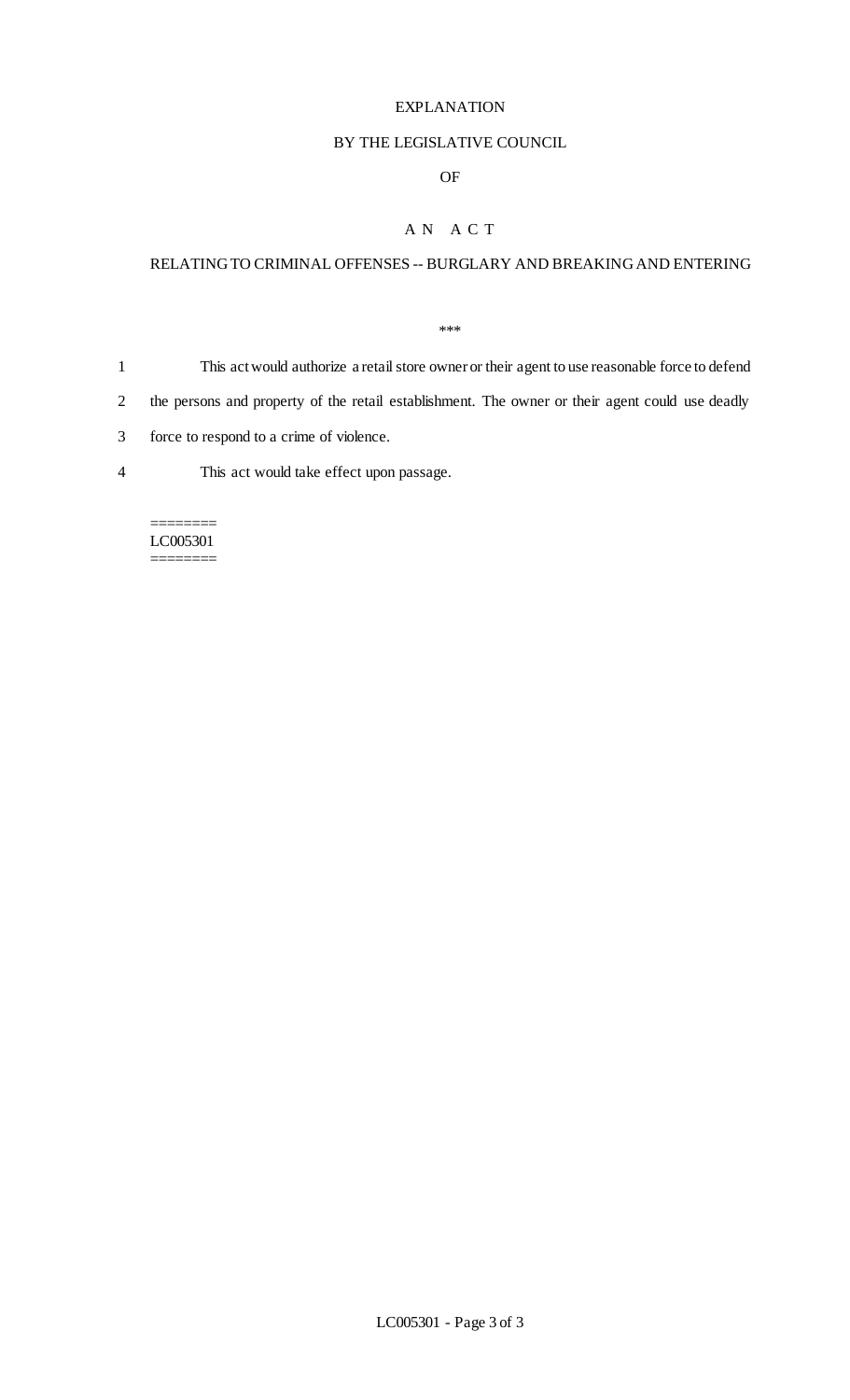EXPLANATION

BY THE LEGISLATIVE COUNCIL

OF

A N   A C T

RELATING TO CRIMINAL OFFENSES -- BURGLARY AND BREAKING AND ENTERING

\*\*\*

1 This act would authorize a retail store owner or their agent to use reasonable force to defend
2 the persons and property of the retail establishment. The owner or their agent could use deadly
3 force to respond to a crime of violence.
4 This act would take effect upon passage.

========
LC005301
========